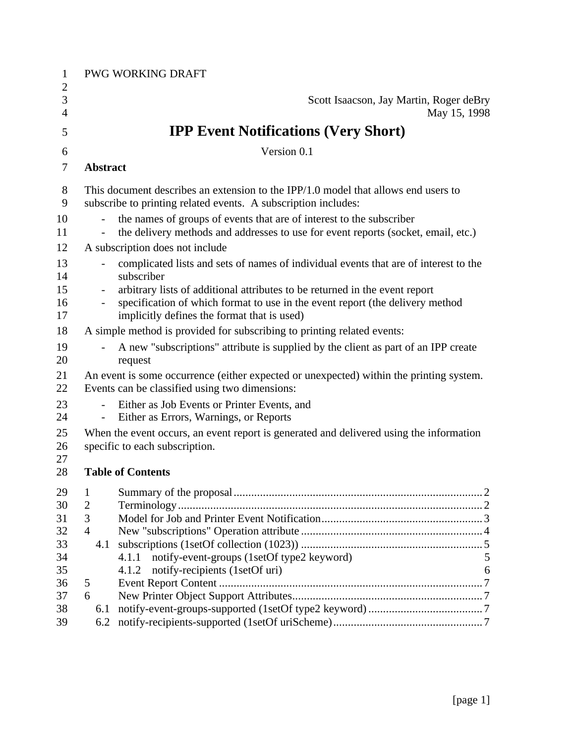PWG WORKING DRAFT

Scott Isaacson, Jay Martin, Roger deBry
May 15, 1998

# IPP Event Notifications (Very Short)

Version 0.1

**Abstract**

This document describes an extension to the IPP/1.0 model that allows end users to subscribe to printing related events. A subscription includes:

- the names of groups of events that are of interest to the subscriber
- the delivery methods and addresses to use for event reports (socket, email, etc.)

A subscription does not include

- complicated lists and sets of names of individual events that are of interest to the subscriber
- arbitrary lists of additional attributes to be returned in the event report
- specification of which format to use in the event report (the delivery method implicitly defines the format that is used)

A simple method is provided for subscribing to printing related events:

- A new "subscriptions" attribute is supplied by the client as part of an IPP create request

An event is some occurrence (either expected or unexpected) within the printing system. Events can be classified using two dimensions:

- Either as Job Events or Printer Events, and
- Either as Errors, Warnings, or Reports

When the event occurs, an event report is generated and delivered using the information specific to each subscription.

**Table of Contents**

1 Summary of the proposal ........ 2
2 Terminology ........ 2
3 Model for Job and Printer Event Notification ........ 3
4 New "subscriptions" Operation attribute ........ 4
  4.1 subscriptions (1setOf collection (1023)) ........ 5
    4.1.1 notify-event-groups (1setOf type2 keyword) 5
    4.1.2 notify-recipients (1setOf uri) 6
5 Event Report Content ........ 7
6 New Printer Object Support Attributes ........ 7
  6.1 notify-event-groups-supported (1setOf type2 keyword) ........ 7
  6.2 notify-recipients-supported (1setOf uriScheme) ........ 7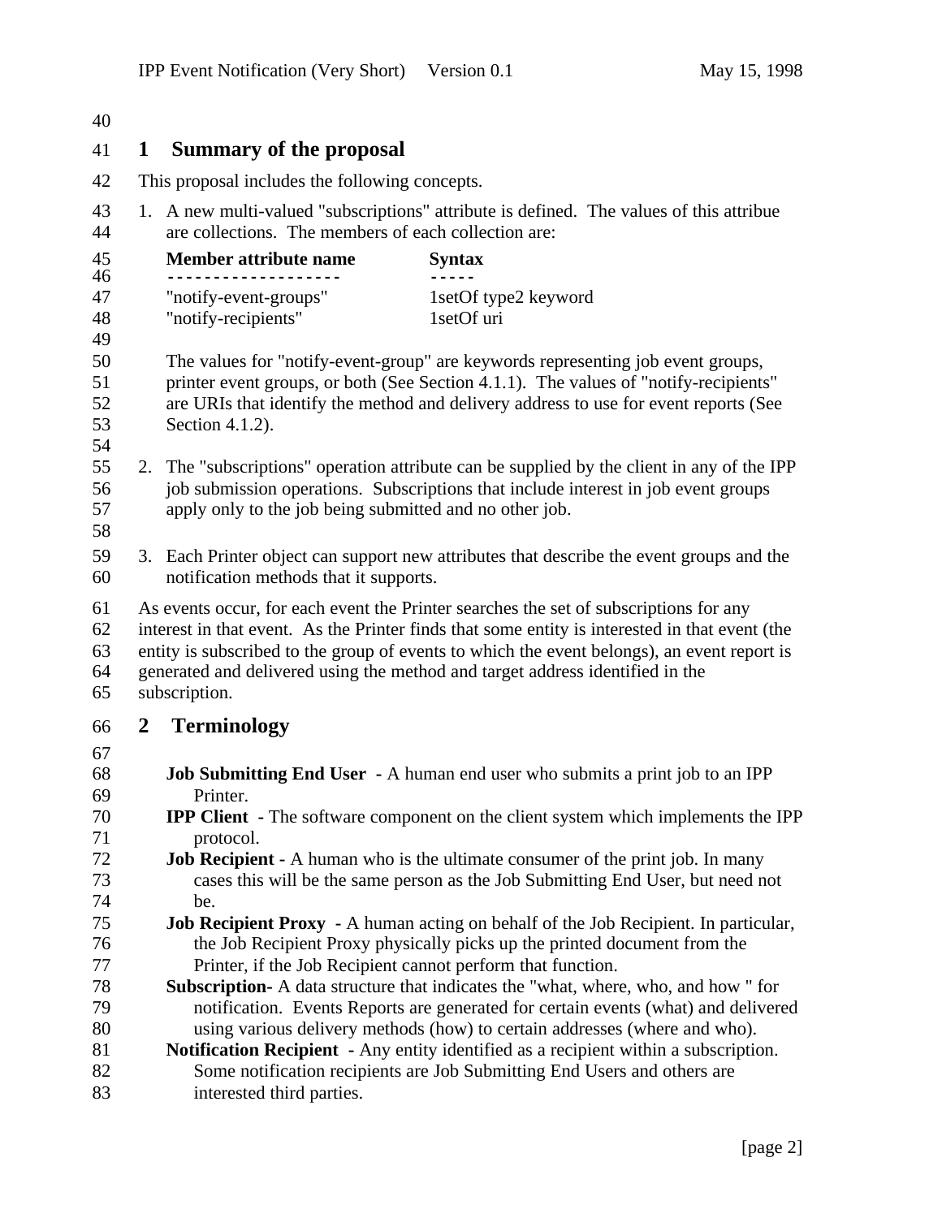# 1 Summary of the proposal

This proposal includes the following concepts.

1. A new multi-valued "subscriptions" attribute is defined. The values of this attribue are collections. The members of each collection are:

   | Member attribute name | Syntax |
   | --- | --- |
   | "notify-event-groups" | 1setOf type2 keyword |
   | "notify-recipients" | 1setOf uri |

   The values for "notify-event-group" are keywords representing job event groups, printer event groups, or both (See Section 4.1.1). The values of "notify-recipients" are URIs that identify the method and delivery address to use for event reports (See Section 4.1.2).

2. The "subscriptions" operation attribute can be supplied by the client in any of the IPP job submission operations. Subscriptions that include interest in job event groups apply only to the job being submitted and no other job.

3. Each Printer object can support new attributes that describe the event groups and the notification methods that it supports.

As events occur, for each event the Printer searches the set of subscriptions for any interest in that event. As the Printer finds that some entity is interested in that event (the entity is subscribed to the group of events to which the event belongs), an event report is generated and delivered using the method and target address identified in the subscription.

# 2 Terminology

**Job Submitting End User** - A human end user who submits a print job to an IPP Printer.

**IPP Client** - The software component on the client system which implements the IPP protocol.

**Job Recipient -** A human who is the ultimate consumer of the print job. In many cases this will be the same person as the Job Submitting End User, but need not be.

**Job Recipient Proxy** - A human acting on behalf of the Job Recipient. In particular, the Job Recipient Proxy physically picks up the printed document from the Printer, if the Job Recipient cannot perform that function.

**Subscription-** A data structure that indicates the "what, where, who, and how " for notification. Events Reports are generated for certain events (what) and delivered using various delivery methods (how) to certain addresses (where and who).

**Notification Recipient** - Any entity identified as a recipient within a subscription. Some notification recipients are Job Submitting End Users and others are interested third parties.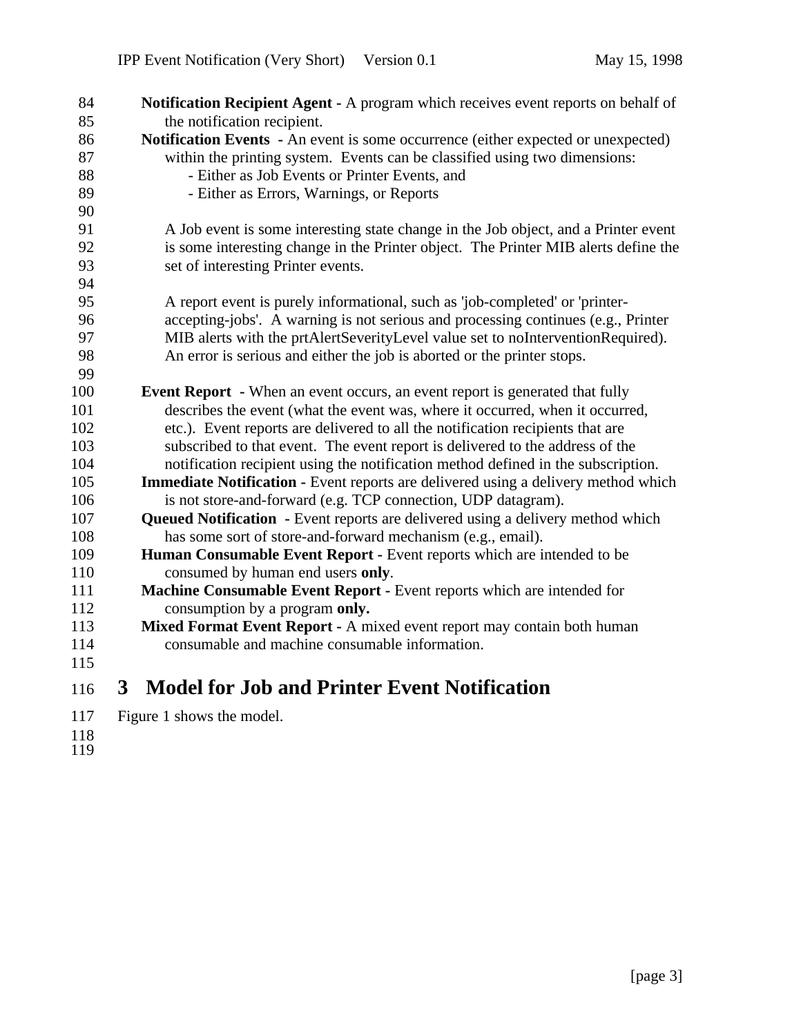**Notification Recipient Agent -** A program which receives event reports on behalf of the notification recipient.

**Notification Events -** An event is some occurrence (either expected or unexpected) within the printing system. Events can be classified using two dimensions:

- Either as Job Events or Printer Events, and
- Either as Errors, Warnings, or Reports

A Job event is some interesting state change in the Job object, and a Printer event is some interesting change in the Printer object. The Printer MIB alerts define the set of interesting Printer events.

A report event is purely informational, such as 'job-completed' or 'printer-accepting-jobs'. A warning is not serious and processing continues (e.g., Printer MIB alerts with the prtAlertSeverityLevel value set to noInterventionRequired). An error is serious and either the job is aborted or the printer stops.

**Event Report -** When an event occurs, an event report is generated that fully describes the event (what the event was, where it occurred, when it occurred, etc.). Event reports are delivered to all the notification recipients that are subscribed to that event. The event report is delivered to the address of the notification recipient using the notification method defined in the subscription.

**Immediate Notification -** Event reports are delivered using a delivery method which is not store-and-forward (e.g. TCP connection, UDP datagram).

**Queued Notification -** Event reports are delivered using a delivery method which has some sort of store-and-forward mechanism (e.g., email).

**Human Consumable Event Report -** Event reports which are intended to be consumed by human end users **only**.

**Machine Consumable Event Report -** Event reports which are intended for consumption by a program **only.**

**Mixed Format Event Report -** A mixed event report may contain both human consumable and machine consumable information.

# 3 Model for Job and Printer Event Notification

Figure 1 shows the model.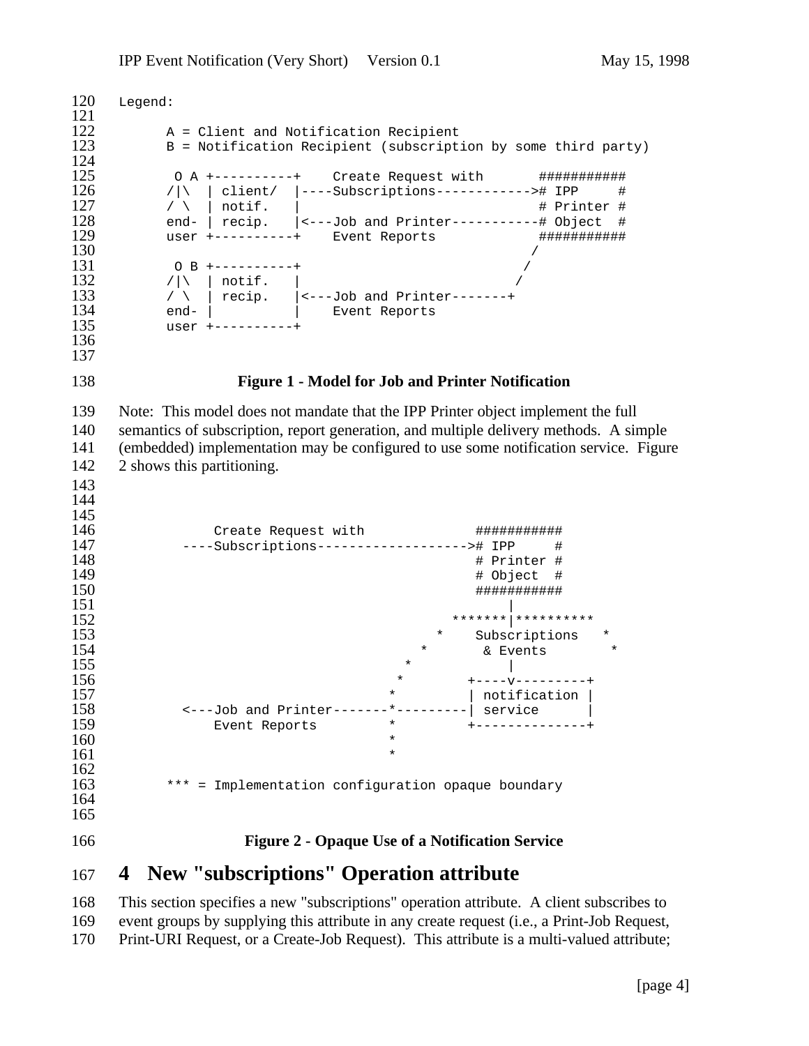```
Legend:

      A = Client and Notification Recipient
      B = Notification Recipient (subscription by some third party)

       O A +----------+    Create Request with       ###########
      /|\  | client/  |----Subscriptions------------># IPP     #
      / \  | notif.   |                              # Printer #
      end- | recip.   |<---Job and Printer-----------# Object  #
      user +----------+    Event Reports             ###########
                                                    /
       O B +----------+                            /
      /|\  | notif.   |                           /
      / \  | recip.   |<---Job and Printer-------+
      end- |          |    Event Reports
      user +----------+
```

**Figure 1 - Model for Job and Printer Notification**

Note: This model does not mandate that the IPP Printer object implement the full semantics of subscription, report generation, and multiple delivery methods. A simple (embedded) implementation may be configured to use some notification service. Figure 2 shows this partitioning.

```
          Create Request with              ###########
      ----Subscriptions------------------># IPP     #
                                           # Printer #
                                           # Object  #
                                           ###########
                                                |
                                        *******|**********
                                      *    Subscriptions   *
                                     *       & Events       *
                                    *           |
                                   *        +----v---------+
                                  *         | notification |
      <---Job and Printer-------*---------| service      |
          Event Reports          *         +--------------+
                                  *
                                  *

      *** = Implementation configuration opaque boundary
```

**Figure 2 - Opaque Use of a Notification Service**

# 4 New "subscriptions" Operation attribute

This section specifies a new "subscriptions" operation attribute. A client subscribes to event groups by supplying this attribute in any create request (i.e., a Print-Job Request, Print-URI Request, or a Create-Job Request). This attribute is a multi-valued attribute;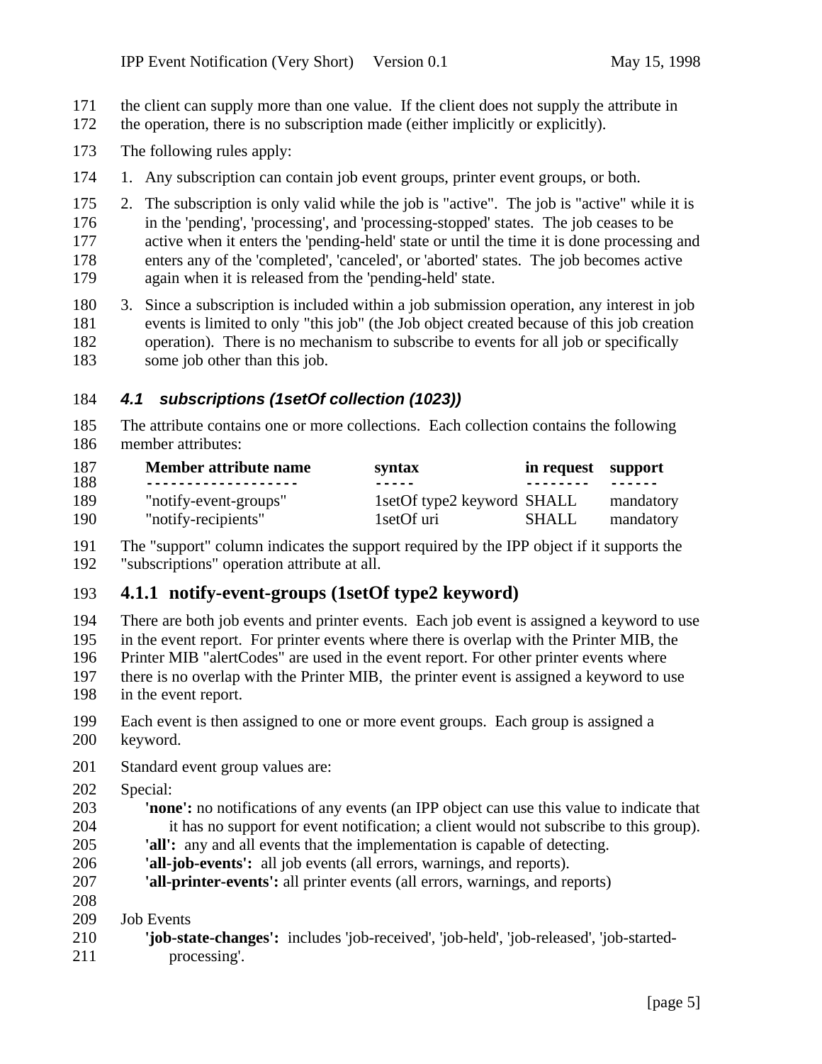the client can supply more than one value. If the client does not supply the attribute in the operation, there is no subscription made (either implicitly or explicitly).

The following rules apply:

1. Any subscription can contain job event groups, printer event groups, or both.
2. The subscription is only valid while the job is "active". The job is "active" while it is in the 'pending', 'processing', and 'processing-stopped' states. The job ceases to be active when it enters the 'pending-held' state or until the time it is done processing and enters any of the 'completed', 'canceled', or 'aborted' states. The job becomes active again when it is released from the 'pending-held' state.
3. Since a subscription is included within a job submission operation, any interest in job events is limited to only "this job" (the Job object created because of this job creation operation). There is no mechanism to subscribe to events for all job or specifically some job other than this job.

### *4.1 subscriptions (1setOf collection (1023))*

The attribute contains one or more collections. Each collection contains the following member attributes:

| Member attribute name | syntax | in request | support |
|---|---|---|---|
| "notify-event-groups" | 1setOf type2 keyword | SHALL | mandatory |
| "notify-recipients" | 1setOf uri | SHALL | mandatory |

The "support" column indicates the support required by the IPP object if it supports the "subscriptions" operation attribute at all.

### 4.1.1 notify-event-groups (1setOf type2 keyword)

There are both job events and printer events. Each job event is assigned a keyword to use in the event report. For printer events where there is overlap with the Printer MIB, the Printer MIB "alertCodes" are used in the event report. For other printer events where there is no overlap with the Printer MIB, the printer event is assigned a keyword to use in the event report.

Each event is then assigned to one or more event groups. Each group is assigned a keyword.

Standard event group values are:

Special:

**'none':** no notifications of any events (an IPP object can use this value to indicate that it has no support for event notification; a client would not subscribe to this group).
**'all':** any and all events that the implementation is capable of detecting.
**'all-job-events':** all job events (all errors, warnings, and reports).
**'all-printer-events':** all printer events (all errors, warnings, and reports)

Job Events

**'job-state-changes':** includes 'job-received', 'job-held', 'job-released', 'job-started-processing'.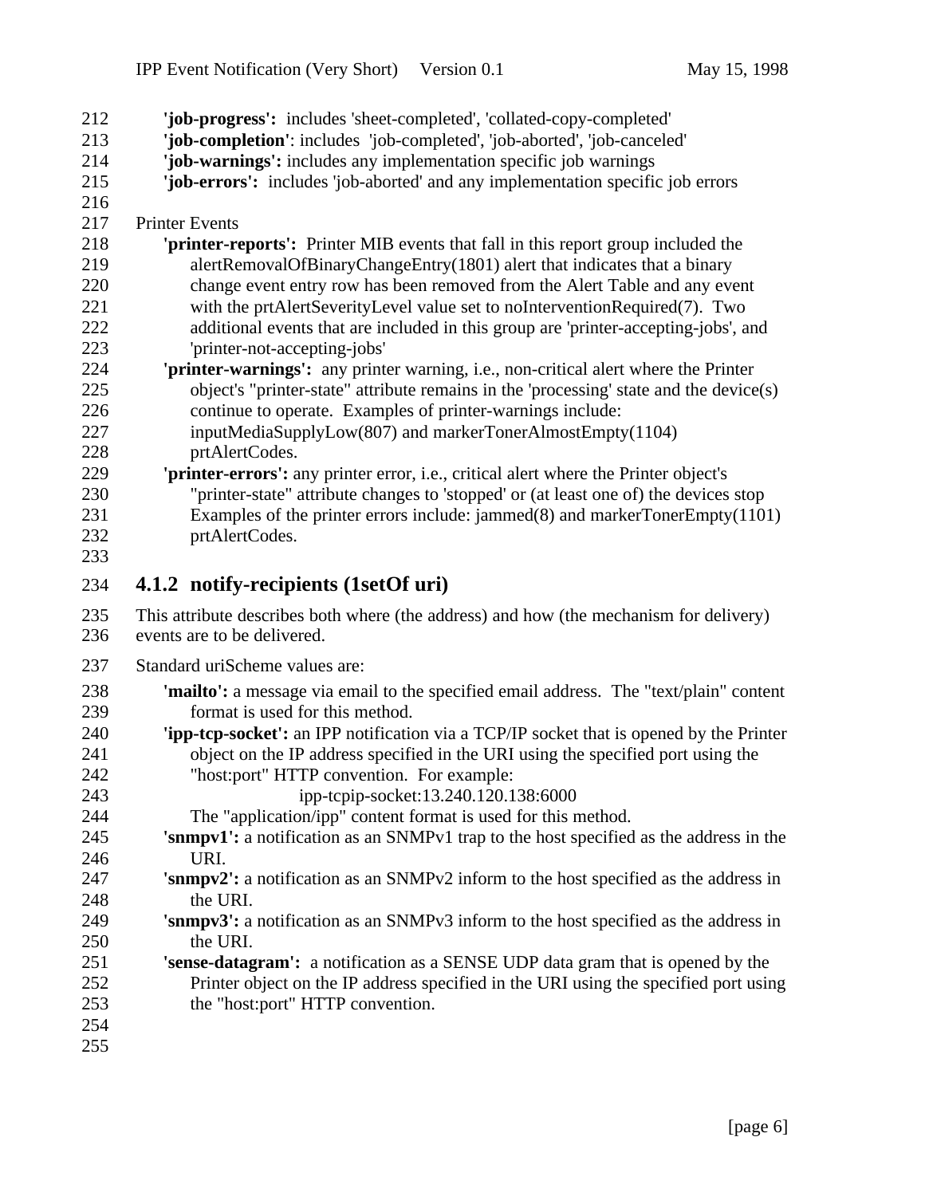**'job-progress':** includes 'sheet-completed', 'collated-copy-completed'
**'job-completion'**: includes 'job-completed', 'job-aborted', 'job-canceled'
**'job-warnings':** includes any implementation specific job warnings
**'job-errors':** includes 'job-aborted' and any implementation specific job errors

Printer Events

**'printer-reports':** Printer MIB events that fall in this report group included the alertRemovalOfBinaryChangeEntry(1801) alert that indicates that a binary change event entry row has been removed from the Alert Table and any event with the prtAlertSeverityLevel value set to noInterventionRequired(7). Two additional events that are included in this group are 'printer-accepting-jobs', and 'printer-not-accepting-jobs'

**'printer-warnings':** any printer warning, i.e., non-critical alert where the Printer object's "printer-state" attribute remains in the 'processing' state and the device(s) continue to operate. Examples of printer-warnings include: inputMediaSupplyLow(807) and markerTonerAlmostEmpty(1104) prtAlertCodes.

**'printer-errors':** any printer error, i.e., critical alert where the Printer object's "printer-state" attribute changes to 'stopped' or (at least one of) the devices stop Examples of the printer errors include: jammed(8) and markerTonerEmpty(1101) prtAlertCodes.

### 4.1.2 notify-recipients (1setOf uri)

This attribute describes both where (the address) and how (the mechanism for delivery) events are to be delivered.

Standard uriScheme values are:

**'mailto':** a message via email to the specified email address. The "text/plain" content format is used for this method.

**'ipp-tcp-socket':** an IPP notification via a TCP/IP socket that is opened by the Printer object on the IP address specified in the URI using the specified port using the "host:port" HTTP convention. For example:

ipp-tcpip-socket:13.240.120.138:6000

The "application/ipp" content format is used for this method.

**'snmpv1':** a notification as an SNMPv1 trap to the host specified as the address in the URI.

**'snmpv2':** a notification as an SNMPv2 inform to the host specified as the address in the URI.

**'snmpv3':** a notification as an SNMPv3 inform to the host specified as the address in the URI.

**'sense-datagram':** a notification as a SENSE UDP data gram that is opened by the Printer object on the IP address specified in the URI using the specified port using the "host:port" HTTP convention.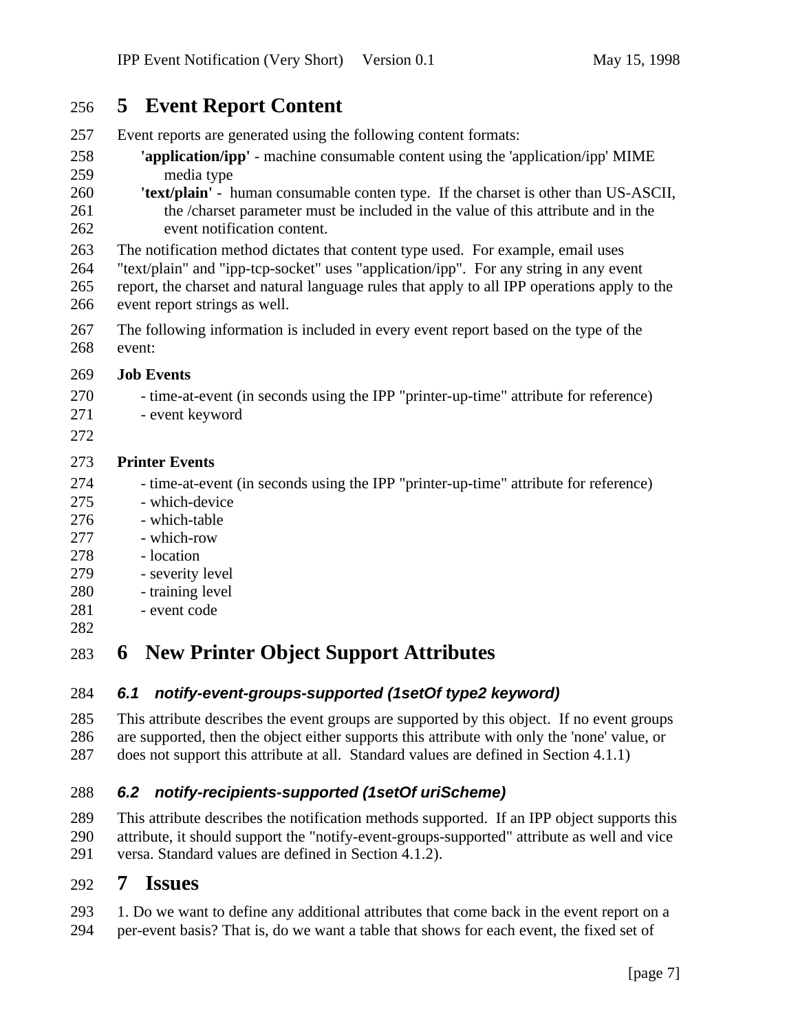# 5 Event Report Content

Event reports are generated using the following content formats:

**'application/ipp'** - machine consumable content using the 'application/ipp' MIME media type

**'text/plain'** - human consumable conten type. If the charset is other than US-ASCII, the /charset parameter must be included in the value of this attribute and in the event notification content.

The notification method dictates that content type used. For example, email uses "text/plain" and "ipp-tcp-socket" uses "application/ipp". For any string in any event report, the charset and natural language rules that apply to all IPP operations apply to the event report strings as well.

The following information is included in every event report based on the type of the event:

**Job Events**

- time-at-event (in seconds using the IPP "printer-up-time" attribute for reference)
- event keyword

**Printer Events**

- time-at-event (in seconds using the IPP "printer-up-time" attribute for reference)
- which-device
- which-table
- which-row
- location
- severity level
- training level
- event code

# 6 New Printer Object Support Attributes

## *6.1 notify-event-groups-supported (1setOf type2 keyword)*

This attribute describes the event groups are supported by this object. If no event groups are supported, then the object either supports this attribute with only the 'none' value, or does not support this attribute at all. Standard values are defined in Section 4.1.1)

## *6.2 notify-recipients-supported (1setOf uriScheme)*

This attribute describes the notification methods supported. If an IPP object supports this attribute, it should support the "notify-event-groups-supported" attribute as well and vice versa. Standard values are defined in Section 4.1.2).

# 7 Issues

1. Do we want to define any additional attributes that come back in the event report on a per-event basis? That is, do we want a table that shows for each event, the fixed set of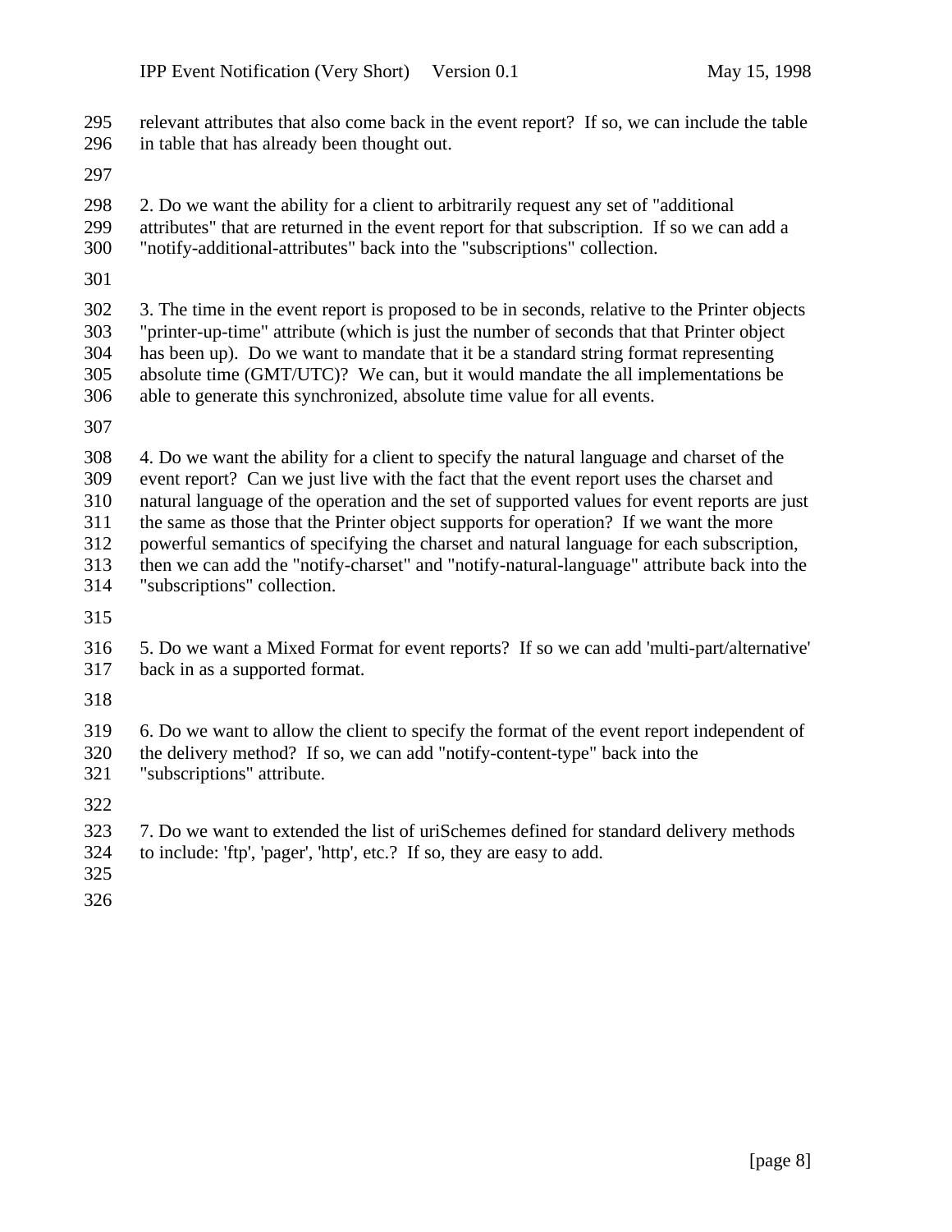relevant attributes that also come back in the event report? If so, we can include the table in table that has already been thought out.

2. Do we want the ability for a client to arbitrarily request any set of "additional attributes" that are returned in the event report for that subscription. If so we can add a "notify-additional-attributes" back into the "subscriptions" collection.

3. The time in the event report is proposed to be in seconds, relative to the Printer objects "printer-up-time" attribute (which is just the number of seconds that that Printer object has been up). Do we want to mandate that it be a standard string format representing absolute time (GMT/UTC)? We can, but it would mandate the all implementations be able to generate this synchronized, absolute time value for all events.

4. Do we want the ability for a client to specify the natural language and charset of the event report? Can we just live with the fact that the event report uses the charset and natural language of the operation and the set of supported values for event reports are just the same as those that the Printer object supports for operation? If we want the more powerful semantics of specifying the charset and natural language for each subscription, then we can add the "notify-charset" and "notify-natural-language" attribute back into the "subscriptions" collection.

5. Do we want a Mixed Format for event reports? If so we can add 'multi-part/alternative' back in as a supported format.

6. Do we want to allow the client to specify the format of the event report independent of the delivery method? If so, we can add "notify-content-type" back into the "subscriptions" attribute.

7. Do we want to extended the list of uriSchemes defined for standard delivery methods to include: 'ftp', 'pager', 'http', etc.? If so, they are easy to add.